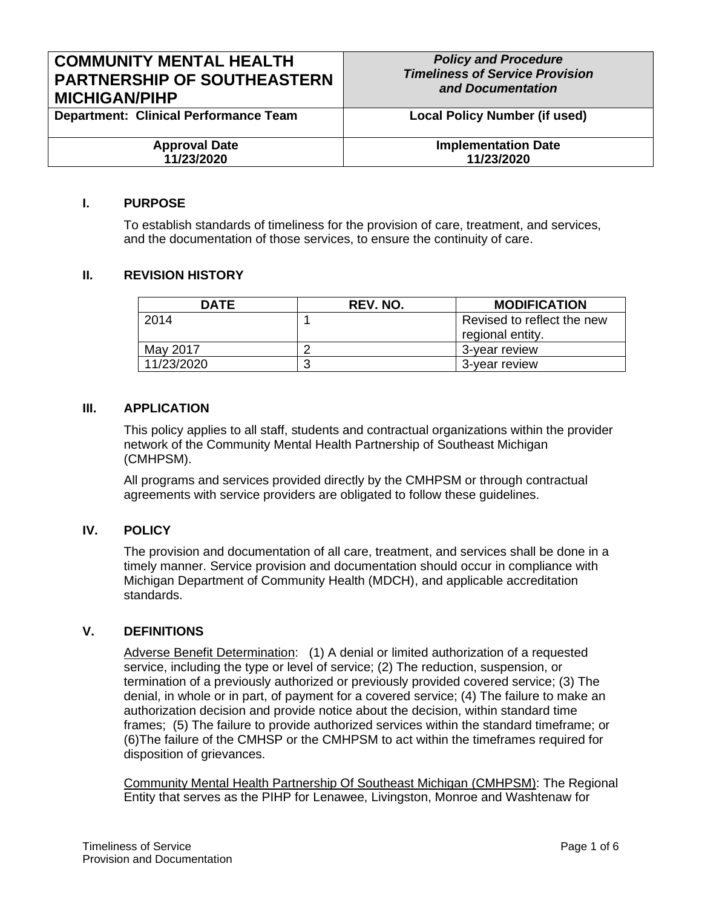| COMMUNITY MENTAL HEALTH PARTNERSHIP OF SOUTHEASTERN MICHIGAN/PIHP | ***Policy and Procedure Timeliness of Service Provision and Documentation*** |
|---|---|
| **Department: Clinical Performance Team** | **Local Policy Number (if used)** |
| **Approval Date 11/23/2020** | **Implementation Date 11/23/2020** |

## I. PURPOSE

To establish standards of timeliness for the provision of care, treatment, and services, and the documentation of those services, to ensure the continuity of care.

## II. REVISION HISTORY

| DATE | REV. NO. | MODIFICATION |
|---|---|---|
| 2014 | 1 | Revised to reflect the new regional entity. |
| May 2017 | 2 | 3-year review |
| 11/23/2020 | 3 | 3-year review |

## III. APPLICATION

This policy applies to all staff, students and contractual organizations within the provider network of the Community Mental Health Partnership of Southeast Michigan (CMHPSM).

All programs and services provided directly by the CMHPSM or through contractual agreements with service providers are obligated to follow these guidelines.

## IV. POLICY

The provision and documentation of all care, treatment, and services shall be done in a timely manner. Service provision and documentation should occur in compliance with Michigan Department of Community Health (MDCH), and applicable accreditation standards.

## V. DEFINITIONS

Adverse Benefit Determination: (1) A denial or limited authorization of a requested service, including the type or level of service; (2) The reduction, suspension, or termination of a previously authorized or previously provided covered service; (3) The denial, in whole or in part, of payment for a covered service; (4) The failure to make an authorization decision and provide notice about the decision, within standard time frames; (5) The failure to provide authorized services within the standard timeframe; or (6)The failure of the CMHSP or the CMHPSM to act within the timeframes required for disposition of grievances.

Community Mental Health Partnership Of Southeast Michigan (CMHPSM): The Regional Entity that serves as the PIHP for Lenawee, Livingston, Monroe and Washtenaw for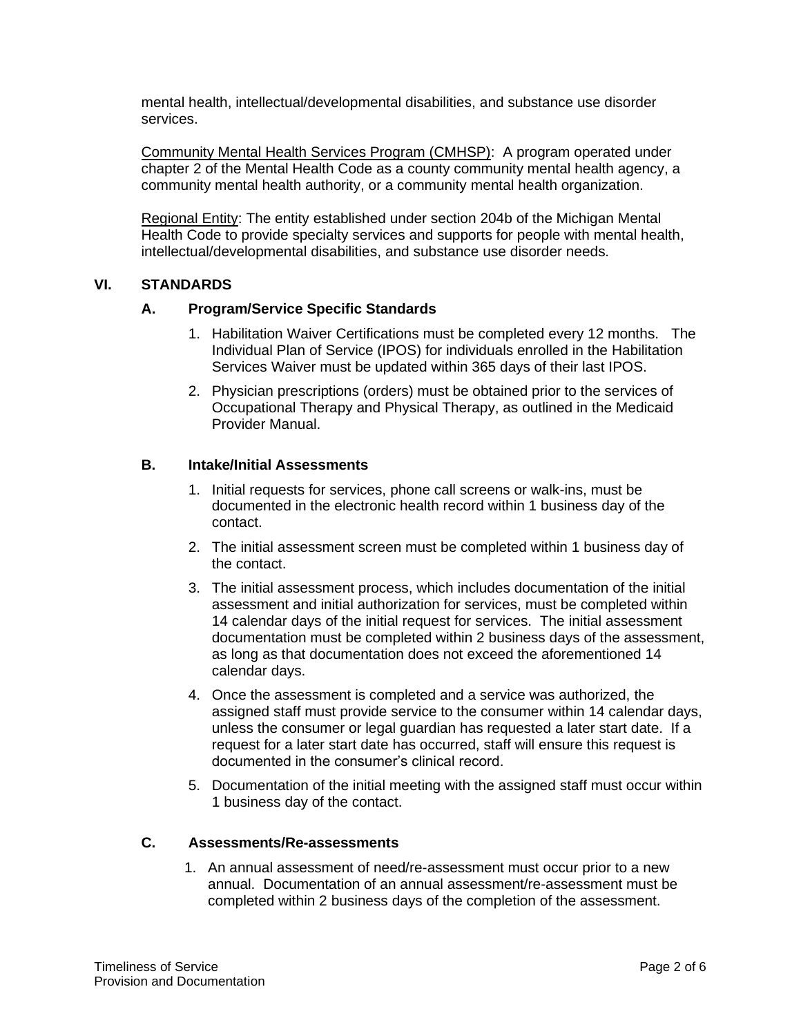mental health, intellectual/developmental disabilities, and substance use disorder services.

Community Mental Health Services Program (CMHSP): A program operated under chapter 2 of the Mental Health Code as a county community mental health agency, a community mental health authority, or a community mental health organization.

Regional Entity: The entity established under section 204b of the Michigan Mental Health Code to provide specialty services and supports for people with mental health, intellectual/developmental disabilities, and substance use disorder needs.

## VI. STANDARDS

### A. Program/Service Specific Standards

1. Habilitation Waiver Certifications must be completed every 12 months. The Individual Plan of Service (IPOS) for individuals enrolled in the Habilitation Services Waiver must be updated within 365 days of their last IPOS.
2. Physician prescriptions (orders) must be obtained prior to the services of Occupational Therapy and Physical Therapy, as outlined in the Medicaid Provider Manual.

### B. Intake/Initial Assessments

1. Initial requests for services, phone call screens or walk-ins, must be documented in the electronic health record within 1 business day of the contact.
2. The initial assessment screen must be completed within 1 business day of the contact.
3. The initial assessment process, which includes documentation of the initial assessment and initial authorization for services, must be completed within 14 calendar days of the initial request for services. The initial assessment documentation must be completed within 2 business days of the assessment, as long as that documentation does not exceed the aforementioned 14 calendar days.
4. Once the assessment is completed and a service was authorized, the assigned staff must provide service to the consumer within 14 calendar days, unless the consumer or legal guardian has requested a later start date. If a request for a later start date has occurred, staff will ensure this request is documented in the consumer's clinical record.
5. Documentation of the initial meeting with the assigned staff must occur within 1 business day of the contact.

### C. Assessments/Re-assessments

1. An annual assessment of need/re-assessment must occur prior to a new annual. Documentation of an annual assessment/re-assessment must be completed within 2 business days of the completion of the assessment.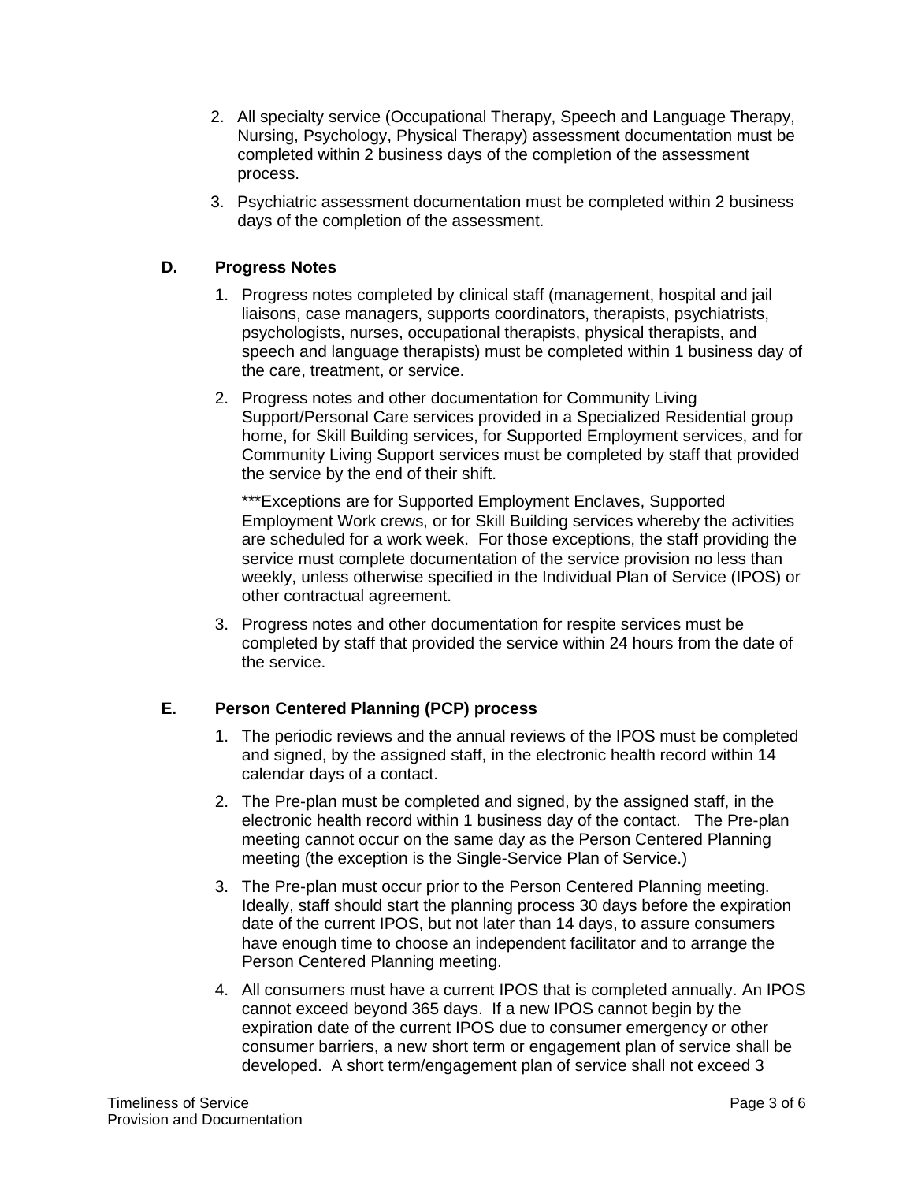2. All specialty service (Occupational Therapy, Speech and Language Therapy, Nursing, Psychology, Physical Therapy) assessment documentation must be completed within 2 business days of the completion of the assessment process.
3. Psychiatric assessment documentation must be completed within 2 business days of the completion of the assessment.

### D. Progress Notes

1. Progress notes completed by clinical staff (management, hospital and jail liaisons, case managers, supports coordinators, therapists, psychiatrists, psychologists, nurses, occupational therapists, physical therapists, and speech and language therapists) must be completed within 1 business day of the care, treatment, or service.
2. Progress notes and other documentation for Community Living Support/Personal Care services provided in a Specialized Residential group home, for Skill Building services, for Supported Employment services, and for Community Living Support services must be completed by staff that provided the service by the end of their shift.

   ***Exceptions are for Supported Employment Enclaves, Supported Employment Work crews, or for Skill Building services whereby the activities are scheduled for a work week. For those exceptions, the staff providing the service must complete documentation of the service provision no less than weekly, unless otherwise specified in the Individual Plan of Service (IPOS) or other contractual agreement.

3. Progress notes and other documentation for respite services must be completed by staff that provided the service within 24 hours from the date of the service.

### E. Person Centered Planning (PCP) process

1. The periodic reviews and the annual reviews of the IPOS must be completed and signed, by the assigned staff, in the electronic health record within 14 calendar days of a contact.
2. The Pre-plan must be completed and signed, by the assigned staff, in the electronic health record within 1 business day of the contact. The Pre-plan meeting cannot occur on the same day as the Person Centered Planning meeting (the exception is the Single-Service Plan of Service.)
3. The Pre-plan must occur prior to the Person Centered Planning meeting. Ideally, staff should start the planning process 30 days before the expiration date of the current IPOS, but not later than 14 days, to assure consumers have enough time to choose an independent facilitator and to arrange the Person Centered Planning meeting.
4. All consumers must have a current IPOS that is completed annually. An IPOS cannot exceed beyond 365 days. If a new IPOS cannot begin by the expiration date of the current IPOS due to consumer emergency or other consumer barriers, a new short term or engagement plan of service shall be developed. A short term/engagement plan of service shall not exceed 3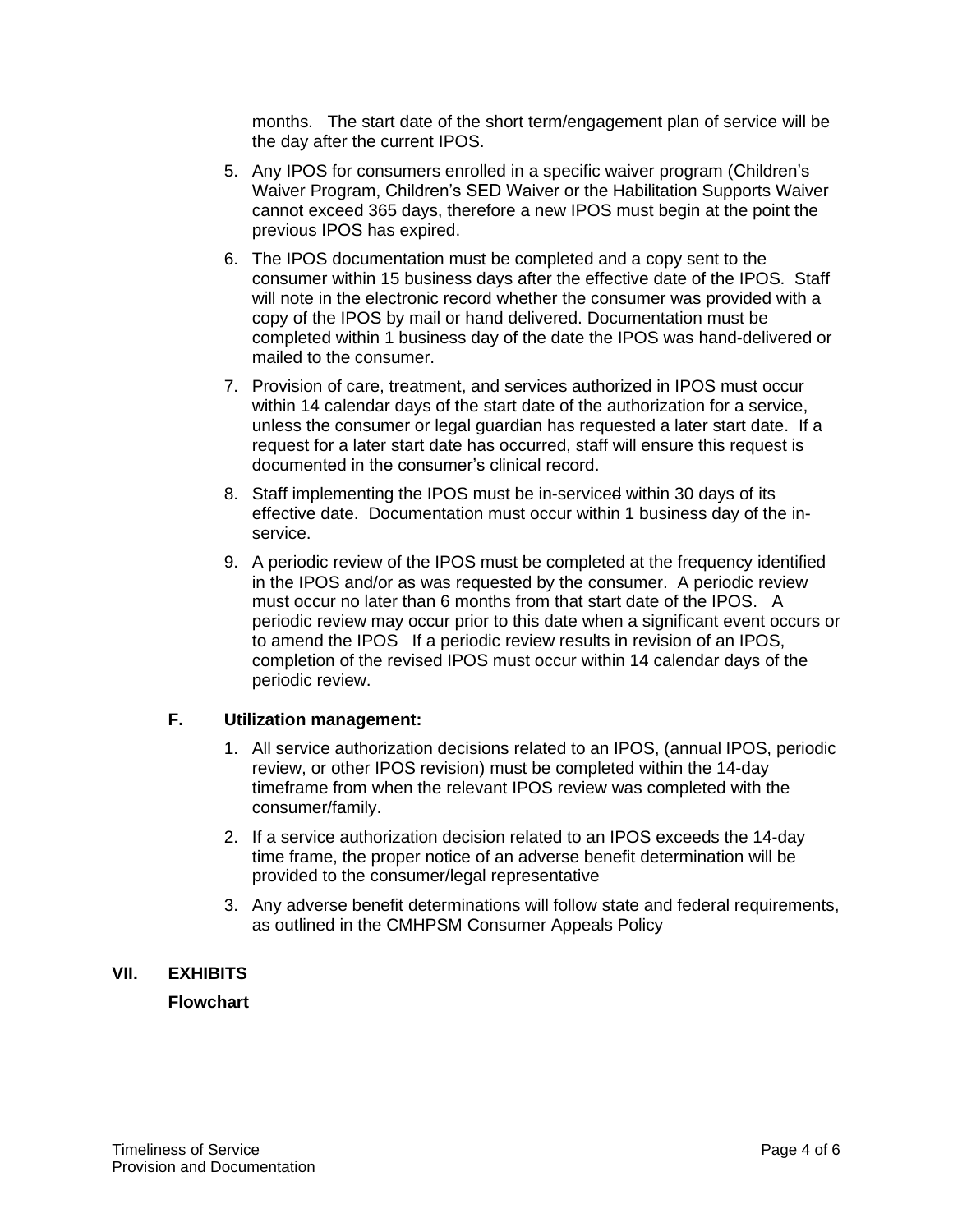months. The start date of the short term/engagement plan of service will be the day after the current IPOS.

5. Any IPOS for consumers enrolled in a specific waiver program (Children's Waiver Program, Children's SED Waiver or the Habilitation Supports Waiver cannot exceed 365 days, therefore a new IPOS must begin at the point the previous IPOS has expired.

6. The IPOS documentation must be completed and a copy sent to the consumer within 15 business days after the effective date of the IPOS. Staff will note in the electronic record whether the consumer was provided with a copy of the IPOS by mail or hand delivered. Documentation must be completed within 1 business day of the date the IPOS was hand-delivered or mailed to the consumer.

7. Provision of care, treatment, and services authorized in IPOS must occur within 14 calendar days of the start date of the authorization for a service, unless the consumer or legal guardian has requested a later start date. If a request for a later start date has occurred, staff will ensure this request is documented in the consumer's clinical record.

8. Staff implementing the IPOS must be in-serviced within 30 days of its effective date. Documentation must occur within 1 business day of the in-service.

9. A periodic review of the IPOS must be completed at the frequency identified in the IPOS and/or as was requested by the consumer. A periodic review must occur no later than 6 months from that start date of the IPOS. A periodic review may occur prior to this date when a significant event occurs or to amend the IPOS If a periodic review results in revision of an IPOS, completion of the revised IPOS must occur within 14 calendar days of the periodic review.

### F. Utilization management:

1. All service authorization decisions related to an IPOS, (annual IPOS, periodic review, or other IPOS revision) must be completed within the 14-day timeframe from when the relevant IPOS review was completed with the consumer/family.

2. If a service authorization decision related to an IPOS exceeds the 14-day time frame, the proper notice of an adverse benefit determination will be provided to the consumer/legal representative

3. Any adverse benefit determinations will follow state and federal requirements, as outlined in the CMHPSM Consumer Appeals Policy

## VII. EXHIBITS

**Flowchart**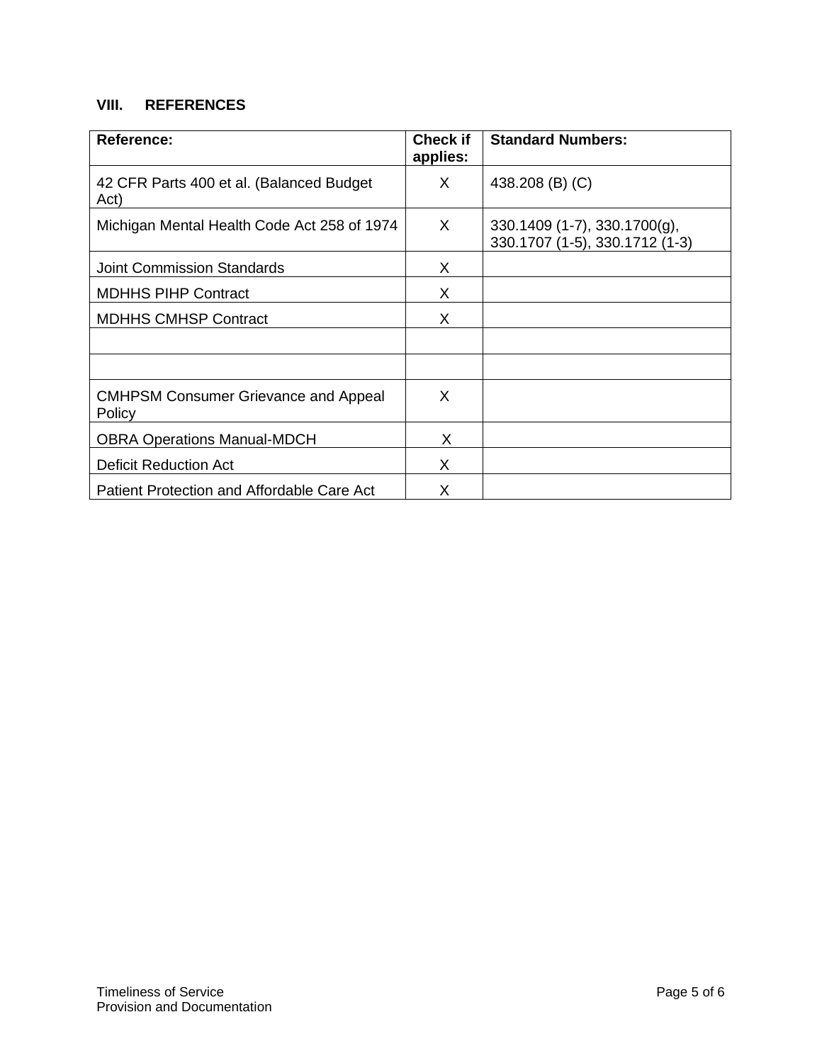## VIII. REFERENCES

| Reference: | Check if applies: | Standard Numbers: |
|---|---|---|
| 42 CFR Parts 400 et al. (Balanced Budget Act) | X | 438.208 (B) (C) |
| Michigan Mental Health Code Act 258 of 1974 | X | 330.1409 (1-7), 330.1700(g), 330.1707 (1-5), 330.1712 (1-3) |
| Joint Commission Standards | X | |
| MDHHS PIHP Contract | X | |
| MDHHS CMHSP Contract | X | |
| | | |
| | | |
| CMHPSM Consumer Grievance and Appeal Policy | X | |
| OBRA Operations Manual-MDCH | X | |
| Deficit Reduction Act | X | |
| Patient Protection and Affordable Care Act | X | |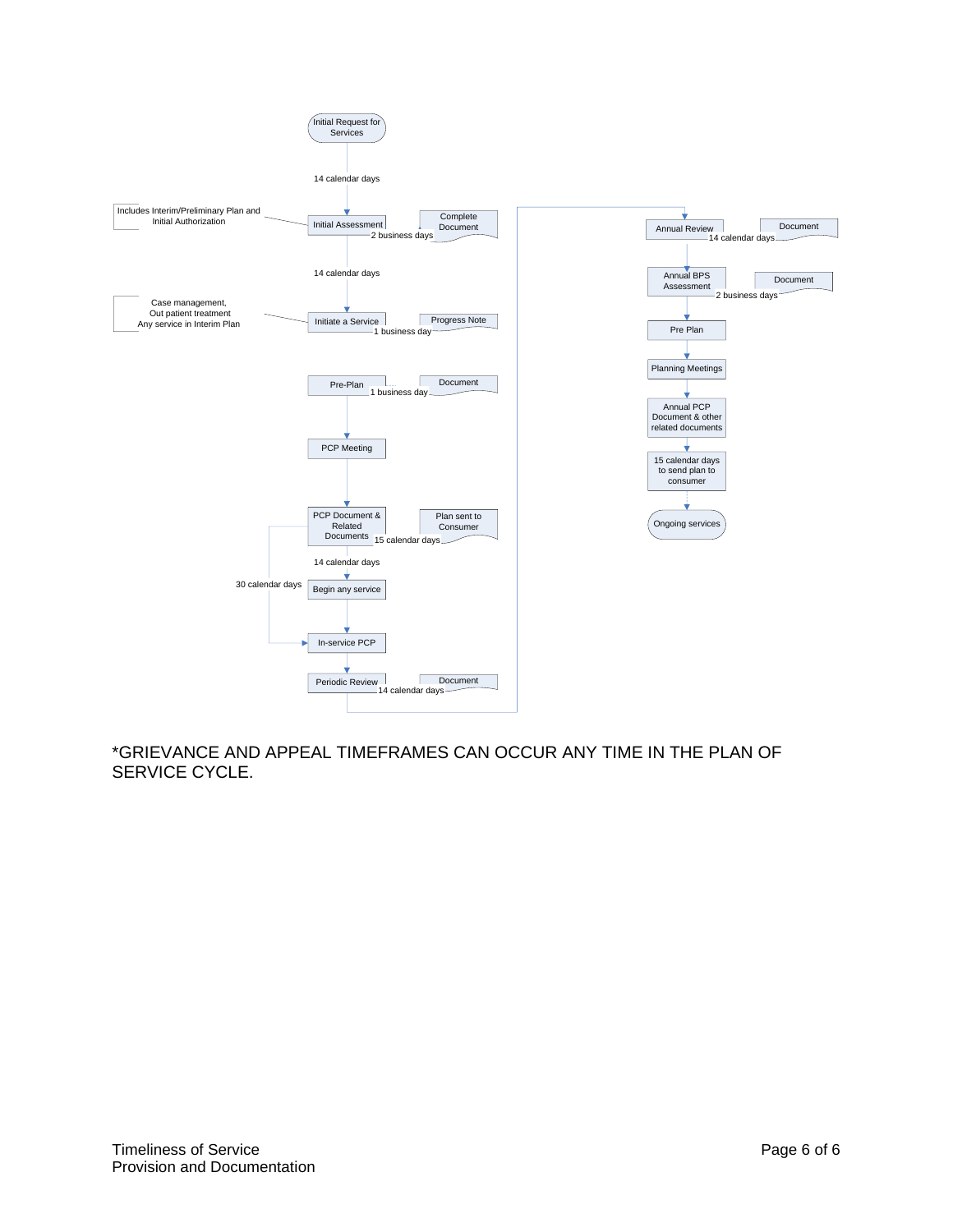Initial Request for Services

14 calendar days

Initial Assessment

Includes Interim/Preliminary Plan and Initial Authorization

Complete Document

2 business days

14 calendar days

Initiate a Service

Case management, Out patient treatment Any service in Interim Plan

Progress Note

1 business day

Pre-Plan

Document

1 business day

PCP Meeting

PCP Document & Related Documents

Plan sent to Consumer

15 calendar days

14 calendar days

30 calendar days

Begin any service

In-service PCP

Periodic Review

Document

14 calendar days

Annual Review

Document

14 calendar days

Annual BPS Assessment

Document

2 business days

Pre Plan

Planning Meetings

Annual PCP Document & other related documents

15 calendar days to send plan to consumer

Ongoing services

*GRIEVANCE AND APPEAL TIMEFRAMES CAN OCCUR ANY TIME IN THE PLAN OF SERVICE CYCLE.